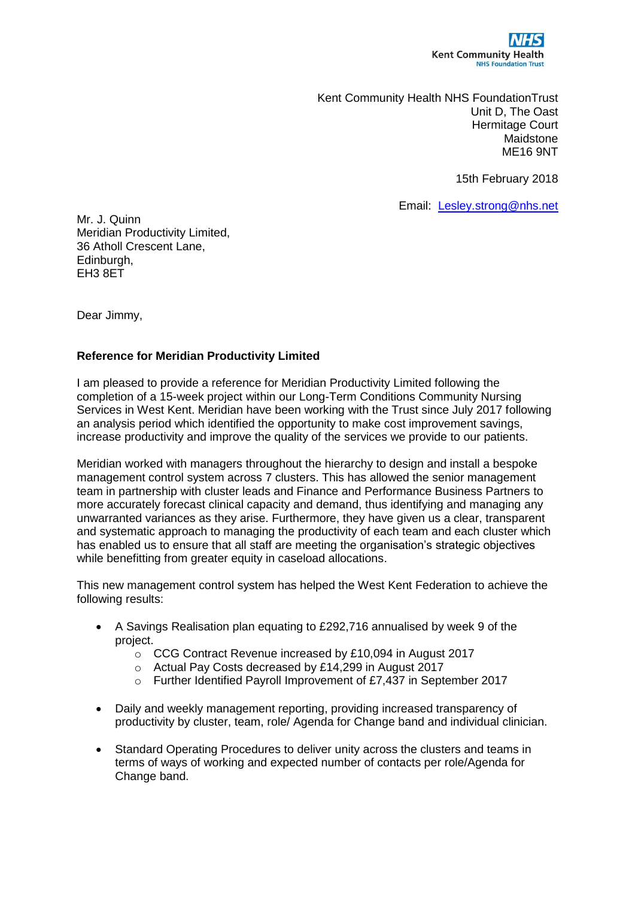NHS
Kent Community Health
NHS Foundation Trust

Kent Community Health NHS FoundationTrust
Unit D, The Oast
Hermitage Court
Maidstone
ME16 9NT

15th February 2018

Email: Lesley.strong@nhs.net

Mr. J. Quinn
Meridian Productivity Limited,
36 Atholl Crescent Lane,
Edinburgh,
EH3 8ET

Dear Jimmy,

**Reference for Meridian Productivity Limited**

I am pleased to provide a reference for Meridian Productivity Limited following the completion of a 15-week project within our Long-Term Conditions Community Nursing Services in West Kent. Meridian have been working with the Trust since July 2017 following an analysis period which identified the opportunity to make cost improvement savings, increase productivity and improve the quality of the services we provide to our patients.

Meridian worked with managers throughout the hierarchy to design and install a bespoke management control system across 7 clusters. This has allowed the senior management team in partnership with cluster leads and Finance and Performance Business Partners to more accurately forecast clinical capacity and demand, thus identifying and managing any unwarranted variances as they arise. Furthermore, they have given us a clear, transparent and systematic approach to managing the productivity of each team and each cluster which has enabled us to ensure that all staff are meeting the organisation's strategic objectives while benefitting from greater equity in caseload allocations.

This new management control system has helped the West Kent Federation to achieve the following results:

- A Savings Realisation plan equating to £292,716 annualised by week 9 of the project.
  - CCG Contract Revenue increased by £10,094 in August 2017
  - Actual Pay Costs decreased by £14,299 in August 2017
  - Further Identified Payroll Improvement of £7,437 in September 2017

- Daily and weekly management reporting, providing increased transparency of productivity by cluster, team, role/ Agenda for Change band and individual clinician.

- Standard Operating Procedures to deliver unity across the clusters and teams in terms of ways of working and expected number of contacts per role/Agenda for Change band.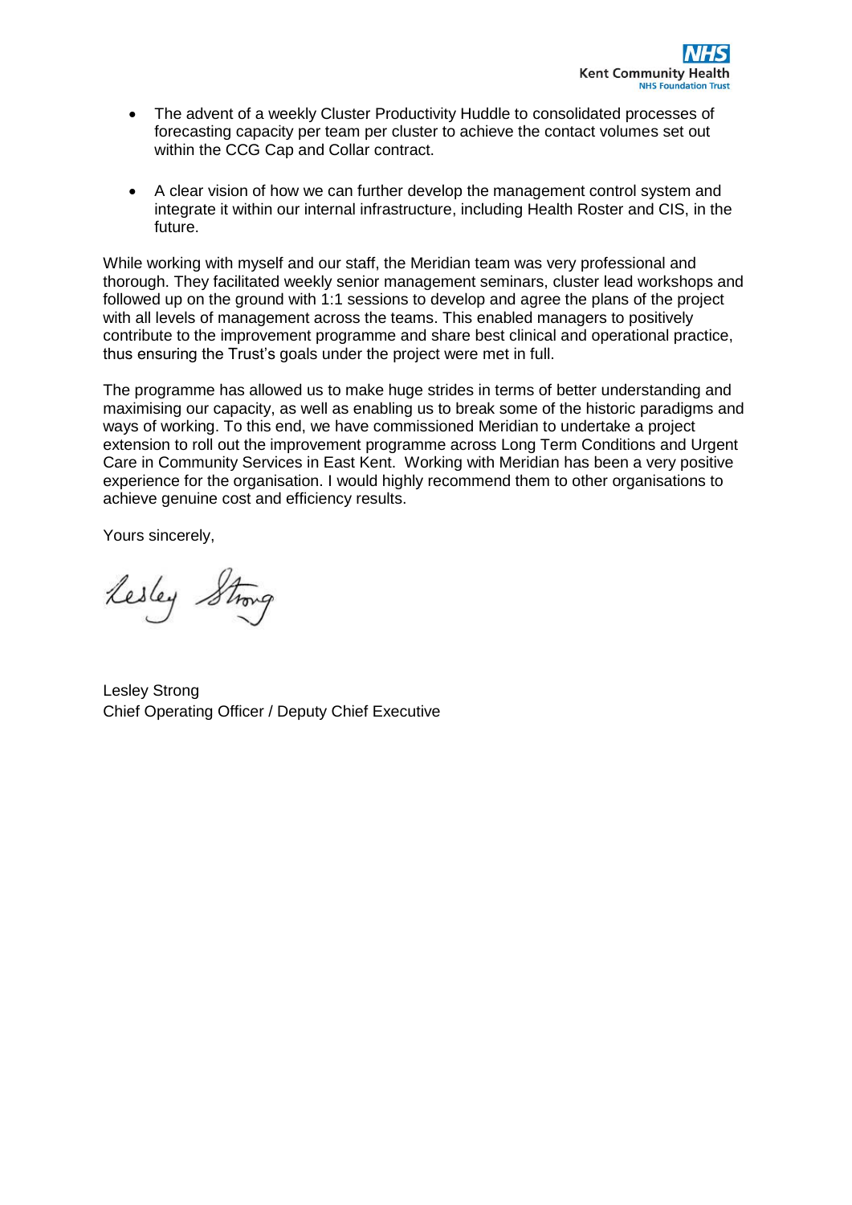- The advent of a weekly Cluster Productivity Huddle to consolidated processes of forecasting capacity per team per cluster to achieve the contact volumes set out within the CCG Cap and Collar contract.

- A clear vision of how we can further develop the management control system and integrate it within our internal infrastructure, including Health Roster and CIS, in the future.

While working with myself and our staff, the Meridian team was very professional and thorough. They facilitated weekly senior management seminars, cluster lead workshops and followed up on the ground with 1:1 sessions to develop and agree the plans of the project with all levels of management across the teams. This enabled managers to positively contribute to the improvement programme and share best clinical and operational practice, thus ensuring the Trust's goals under the project were met in full.

The programme has allowed us to make huge strides in terms of better understanding and maximising our capacity, as well as enabling us to break some of the historic paradigms and ways of working. To this end, we have commissioned Meridian to undertake a project extension to roll out the improvement programme across Long Term Conditions and Urgent Care in Community Services in East Kent. Working with Meridian has been a very positive experience for the organisation. I would highly recommend them to other organisations to achieve genuine cost and efficiency results.

Yours sincerely,

Lesley Strong

Lesley Strong
Chief Operating Officer / Deputy Chief Executive